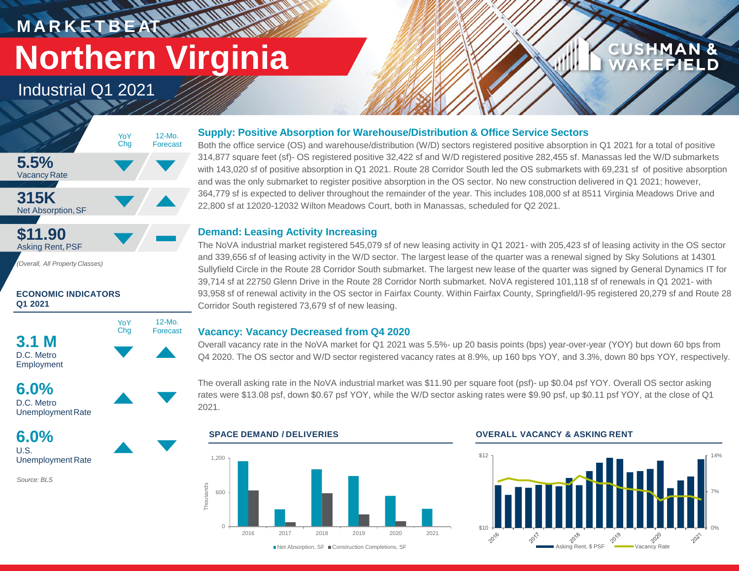**MARKETBEAT**

# Northern Virginia

Industrial Q1 2021

CUSHMAN & WAKEFIELD

| | YoY Chg | 12-Mo. Forecast |
|---|---|---|
| **5.5%** Vacancy Rate | ▼ | ▼ |
| **315K** Net Absorption, SF | ▼ | ▲ |
| **$11.90** Asking Rent, PSF | ▼ | ▬ |

*(Overall, All Property Classes)*

**ECONOMIC INDICATORS Q1 2021**

| | YoY Chg | 12-Mo. Forecast |
|---|---|---|
| **3.1 M** D.C. Metro Employment | ▼ | ▲ |
| **6.0%** D.C. Metro Unemployment Rate | ▲ | ▼ |
| **6.0%** U.S. Unemployment Rate | ▲ | ▼ |

*Source: BLS*

### Supply: Positive Absorption for Warehouse/Distribution & Office Service Sectors

Both the office service (OS) and warehouse/distribution (W/D) sectors registered positive absorption in Q1 2021 for a total of positive 314,877 square feet (sf)- OS registered positive 32,422 sf and W/D registered positive 282,455 sf. Manassas led the W/D submarkets with 143,020 sf of positive absorption in Q1 2021. Route 28 Corridor South led the OS submarkets with 69,231 sf of positive absorption and was the only submarket to register positive absorption in the OS sector. No new construction delivered in Q1 2021; however, 364,779 sf is expected to deliver throughout the remainder of the year. This includes 108,000 sf at 8511 Virginia Meadows Drive and 22,800 sf at 12020-12032 Wilton Meadows Court, both in Manassas, scheduled for Q2 2021.

### Demand: Leasing Activity Increasing

The NoVA industrial market registered 545,079 sf of new leasing activity in Q1 2021- with 205,423 sf of leasing activity in the OS sector and 339,656 sf of leasing activity in the W/D sector. The largest lease of the quarter was a renewal signed by Sky Solutions at 14301 Sullyfield Circle in the Route 28 Corridor South submarket. The largest new lease of the quarter was signed by General Dynamics IT for 39,714 sf at 22750 Glenn Drive in the Route 28 Corridor North submarket. NoVA registered 101,118 sf of renewals in Q1 2021- with 93,958 sf of renewal activity in the OS sector in Fairfax County. Within Fairfax County, Springfield/I-95 registered 20,279 sf and Route 28 Corridor South registered 73,679 sf of new leasing.

### Vacancy: Vacancy Decreased from Q4 2020

Overall vacancy rate in the NoVA market for Q1 2021 was 5.5%- up 20 basis points (bps) year-over-year (YOY) but down 60 bps from Q4 2020. The OS sector and W/D sector registered vacancy rates at 8.9%, up 160 bps YOY, and 3.3%, down 80 bps YOY, respectively.

The overall asking rate in the NoVA industrial market was $11.90 per square foot (psf)- up $0.04 psf YOY. Overall OS sector asking rates were $13.08 psf, down $0.67 psf YOY, while the W/D sector asking rates were $9.90 psf, up $0.11 psf YOY, at the close of Q1 2021.

**SPACE DEMAND / DELIVERIES**

(Chart: Net Absorption, SF and Construction Completions, SF, in thousands, 2016–2021)

**OVERALL VACANCY & ASKING RENT**

(Chart: Asking Rent, $ PSF and Vacancy Rate, 2016–2021)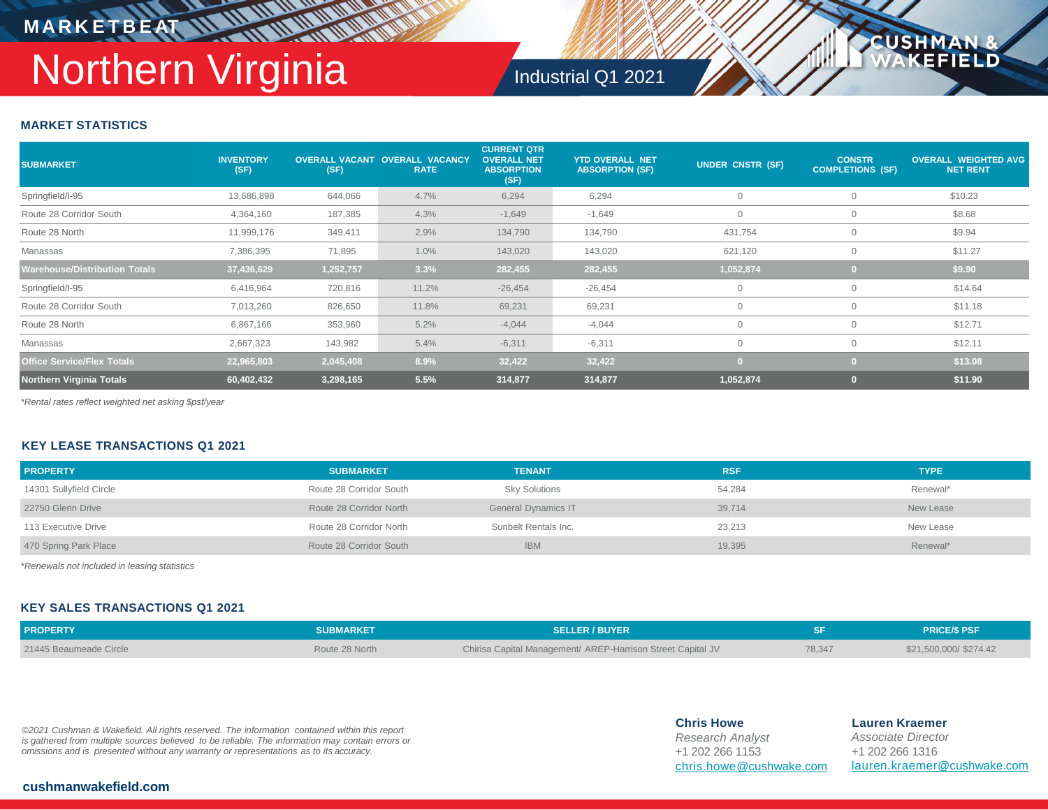MARKETBEAT

# Northern Virginia

Industrial Q1 2021

## MARKET STATISTICS

| SUBMARKET | INVENTORY (SF) | OVERALL VACANT (SF) | OVERALL VACANCY RATE | CURRENT QTR OVERALL NET ABSORPTION (SF) | YTD OVERALL NET ABSORPTION (SF) | UNDER CNSTR (SF) | CONSTR COMPLETIONS (SF) | OVERALL WEIGHTED AVG NET RENT |
|---|---|---|---|---|---|---|---|---|
| Springfield/I-95 | 13,686,898 | 644,066 | 4.7% | 6,294 | 6,294 | 0 | 0 | $10.23 |
| Route 28 Corridor South | 4,364,160 | 187,385 | 4.3% | -1,649 | -1,649 | 0 | 0 | $8.68 |
| Route 28 North | 11,999,176 | 349,411 | 2.9% | 134,790 | 134,790 | 431,754 | 0 | $9.94 |
| Manassas | 7,386,395 | 71,895 | 1.0% | 143,020 | 143,020 | 621,120 | 0 | $11.27 |
| **Warehouse/Distribution Totals** | **37,436,629** | **1,252,757** | **3.3%** | **282,455** | **282,455** | **1,052,874** | **0** | **$9.90** |
| Springfield/I-95 | 6,416,964 | 720,816 | 11.2% | -26,454 | -26,454 | 0 | 0 | $14.64 |
| Route 28 Corridor South | 7,013,260 | 826,650 | 11.8% | 69,231 | 69,231 | 0 | 0 | $11.18 |
| Route 28 North | 6,867,166 | 353,960 | 5.2% | -4,044 | -4,044 | 0 | 0 | $12.71 |
| Manassas | 2,667,323 | 143,982 | 5.4% | -6,311 | -6,311 | 0 | 0 | $12.11 |
| **Office Service/Flex Totals** | **22,965,803** | **2,045,408** | **8.9%** | **32,422** | **32,422** | **0** | **0** | **$13.08** |
| **Northern Virginia Totals** | **60,402,432** | **3,298,165** | **5.5%** | **314,877** | **314,877** | **1,052,874** | **0** | **$11.90** |

*\*Rental rates reflect weighted net asking $psf/year*

## KEY LEASE TRANSACTIONS Q1 2021

| PROPERTY | SUBMARKET | TENANT | RSF | TYPE |
|---|---|---|---|---|
| 14301 Sullyfield Circle | Route 28 Corridor South | Sky Solutions | 54,284 | Renewal* |
| 22750 Glenn Drive | Route 28 Corridor North | General Dynamics IT | 39,714 | New Lease |
| 113 Executive Drive | Route 28 Corridor North | Sunbelt Rentals Inc. | 23,213 | New Lease |
| 470 Spring Park Place | Route 28 Corridor South | IBM | 19,395 | Renewal* |

*\*Renewals not included in leasing statistics*

## KEY SALES TRANSACTIONS Q1 2021

| PROPERTY | SUBMARKET | SELLER / BUYER | SF | PRICE/$ PSF |
|---|---|---|---|---|
| 21445 Beaumeade Circle | Route 28 North | Chirisa Capital Management/ AREP-Harrison Street Capital JV | 78,347 | $21,500,000/ $274.42 |

*©2021 Cushman & Wakefield. All rights reserved. The information contained within this report is gathered from multiple sources believed to be reliable. The information may contain errors or omissions and is presented without any warranty or representations as to its accuracy.*

**Chris Howe**
*Research Analyst*
+1 202 266 1153
chris.howe@cushwake.com

**Lauren Kraemer**
*Associate Director*
+1 202 266 1316
lauren.kraemer@cushwake.com

**cushmanwakefield.com**